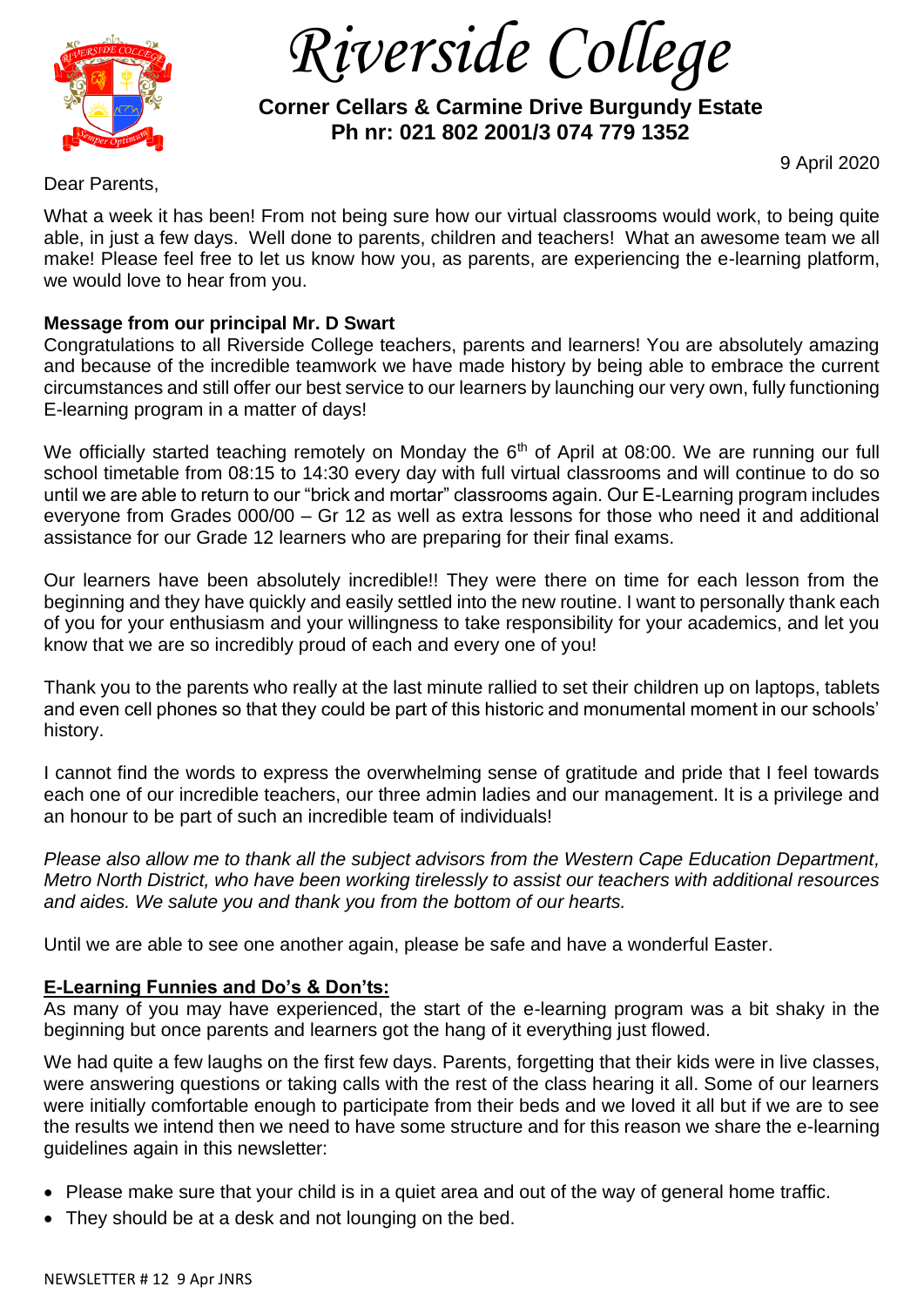# Riverside College

**Corner Cellars & Carmine Drive Burgundy Estate**
**Ph nr: 021 802 2001/3 074 779 1352**

9 April 2020

Dear Parents,

What a week it has been! From not being sure how our virtual classrooms would work, to being quite able, in just a few days. Well done to parents, children and teachers! What an awesome team we all make! Please feel free to let us know how you, as parents, are experiencing the e-learning platform, we would love to hear from you.

**Message from our principal Mr. D Swart**

Congratulations to all Riverside College teachers, parents and learners! You are absolutely amazing and because of the incredible teamwork we have made history by being able to embrace the current circumstances and still offer our best service to our learners by launching our very own, fully functioning E-learning program in a matter of days!

We officially started teaching remotely on Monday the 6th of April at 08:00. We are running our full school timetable from 08:15 to 14:30 every day with full virtual classrooms and will continue to do so until we are able to return to our "brick and mortar" classrooms again. Our E-Learning program includes everyone from Grades 000/00 – Gr 12 as well as extra lessons for those who need it and additional assistance for our Grade 12 learners who are preparing for their final exams.

Our learners have been absolutely incredible!! They were there on time for each lesson from the beginning and they have quickly and easily settled into the new routine. I want to personally thank each of you for your enthusiasm and your willingness to take responsibility for your academics, and let you know that we are so incredibly proud of each and every one of you!

Thank you to the parents who really at the last minute rallied to set their children up on laptops, tablets and even cell phones so that they could be part of this historic and monumental moment in our schools' history.

I cannot find the words to express the overwhelming sense of gratitude and pride that I feel towards each one of our incredible teachers, our three admin ladies and our management. It is a privilege and an honour to be part of such an incredible team of individuals!

*Please also allow me to thank all the subject advisors from the Western Cape Education Department, Metro North District, who have been working tirelessly to assist our teachers with additional resources and aides. We salute you and thank you from the bottom of our hearts.*

Until we are able to see one another again, please be safe and have a wonderful Easter.

**E-Learning Funnies and Do's & Don'ts:**

As many of you may have experienced, the start of the e-learning program was a bit shaky in the beginning but once parents and learners got the hang of it everything just flowed.

We had quite a few laughs on the first few days. Parents, forgetting that their kids were in live classes, were answering questions or taking calls with the rest of the class hearing it all. Some of our learners were initially comfortable enough to participate from their beds and we loved it all but if we are to see the results we intend then we need to have some structure and for this reason we share the e-learning guidelines again in this newsletter:

- Please make sure that your child is in a quiet area and out of the way of general home traffic.
- They should be at a desk and not lounging on the bed.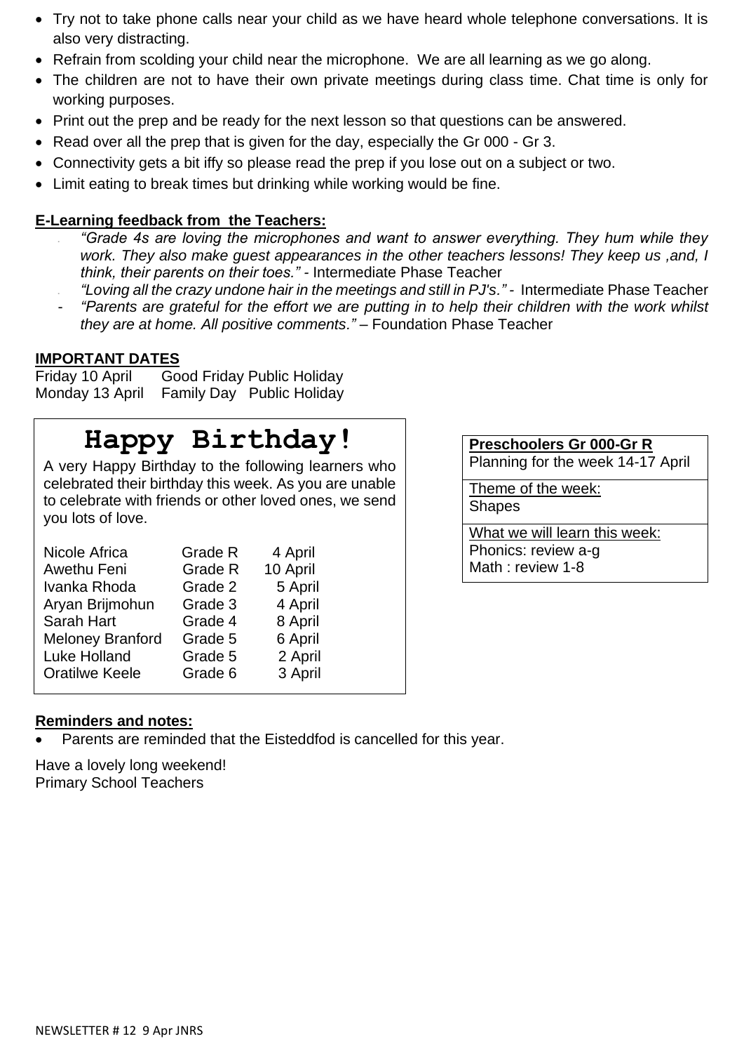- Try not to take phone calls near your child as we have heard whole telephone conversations. It is also very distracting.
- Refrain from scolding your child near the microphone. We are all learning as we go along.
- The children are not to have their own private meetings during class time. Chat time is only for working purposes.
- Print out the prep and be ready for the next lesson so that questions can be answered.
- Read over all the prep that is given for the day, especially the Gr 000 - Gr 3.
- Connectivity gets a bit iffy so please read the prep if you lose out on a subject or two.
- Limit eating to break times but drinking while working would be fine.

**E-Learning feedback from the Teachers:**

- *"Grade 4s are loving the microphones and want to answer everything. They hum while they work. They also make guest appearances in the other teachers lessons! They keep us ,and, I think, their parents on their toes."* - Intermediate Phase Teacher
- *"Loving all the crazy undone hair in the meetings and still in PJ's."* - Intermediate Phase Teacher
- *"Parents are grateful for the effort we are putting in to help their children with the work whilst they are at home. All positive comments."* – Foundation Phase Teacher

**IMPORTANT DATES**

Friday 10 April Good Friday Public Holiday
Monday 13 April Family Day Public Holiday

# Happy Birthday!

A very Happy Birthday to the following learners who celebrated their birthday this week. As you are unable to celebrate with friends or other loved ones, we send you lots of love.

| | | |
|---|---|---|
| Nicole Africa | Grade R | 4 April |
| Awethu Feni | Grade R | 10 April |
| Ivanka Rhoda | Grade 2 | 5 April |
| Aryan Brijmohun | Grade 3 | 4 April |
| Sarah Hart | Grade 4 | 8 April |
| Meloney Branford | Grade 5 | 6 April |
| Luke Holland | Grade 5 | 2 April |
| Oratilwe Keele | Grade 6 | 3 April |

| **Preschoolers Gr 000-Gr R** Planning for the week 14-17 April |
|---|
| Theme of the week: Shapes |
| What we will learn this week: Phonics: review a-g Math : review 1-8 |

**Reminders and notes:**

- Parents are reminded that the Eisteddfod is cancelled for this year.

Have a lovely long weekend!
Primary School Teachers